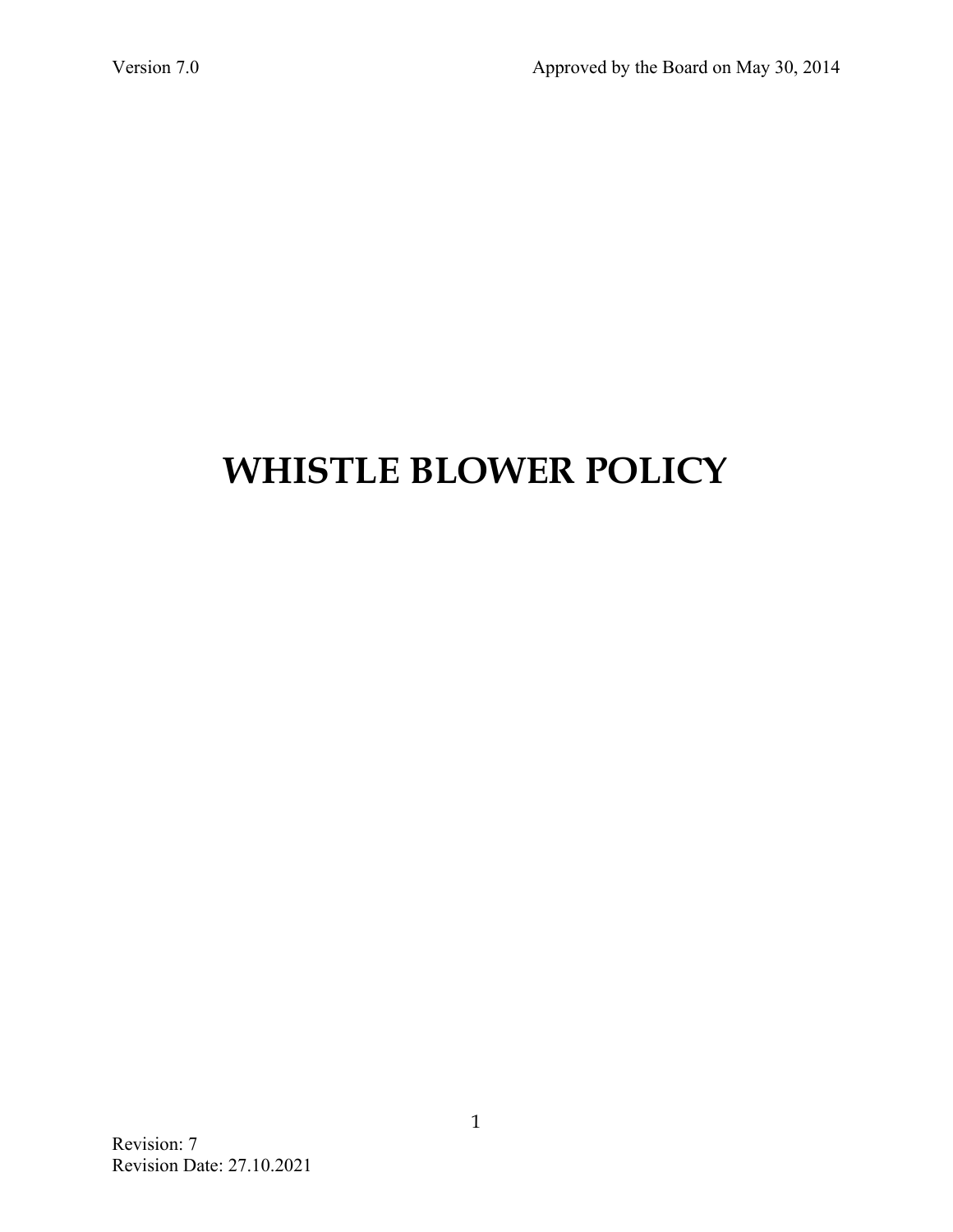# WHISTLE BLOWER POLICY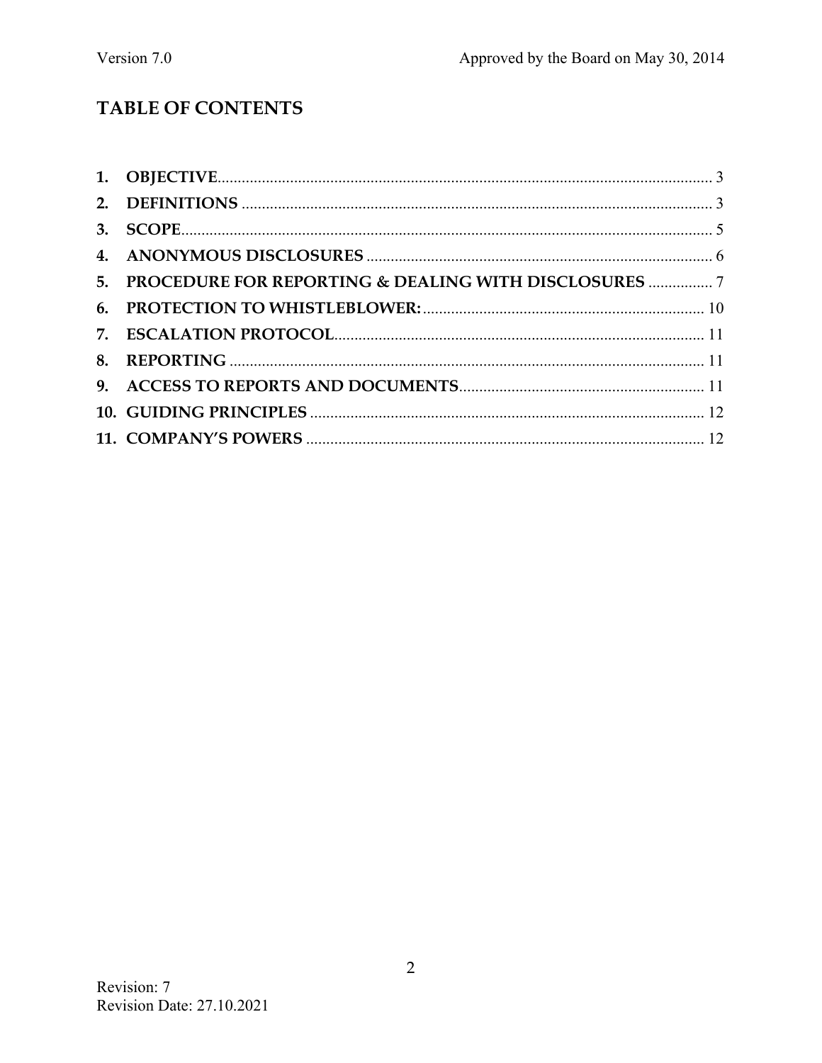# TABLE OF CONTENTS

1. **OBJECTIVE** .......... 3
2. **DEFINITIONS** .......... 3
3. **SCOPE** .......... 5
4. **ANONYMOUS DISCLOSURES** .......... 6
5. **PROCEDURE FOR REPORTING & DEALING WITH DISCLOSURES** .......... 7
6. **PROTECTION TO WHISTLEBLOWER:** .......... 10
7. **ESCALATION PROTOCOL** .......... 11
8. **REPORTING** .......... 11
9. **ACCESS TO REPORTS AND DOCUMENTS** .......... 11
10. **GUIDING PRINCIPLES** .......... 12
11. **COMPANY'S POWERS** .......... 12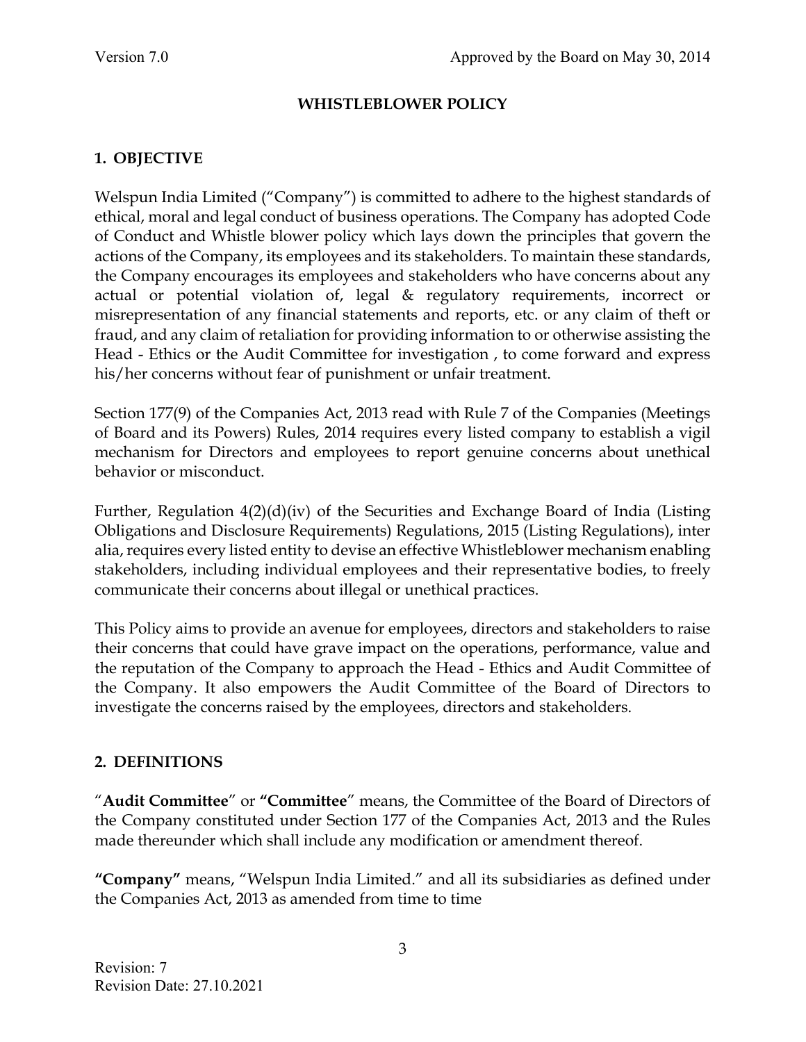## WHISTLEBLOWER POLICY

### 1. OBJECTIVE

Welspun India Limited ("Company") is committed to adhere to the highest standards of ethical, moral and legal conduct of business operations. The Company has adopted Code of Conduct and Whistle blower policy which lays down the principles that govern the actions of the Company, its employees and its stakeholders. To maintain these standards, the Company encourages its employees and stakeholders who have concerns about any actual or potential violation of, legal & regulatory requirements, incorrect or misrepresentation of any financial statements and reports, etc. or any claim of theft or fraud, and any claim of retaliation for providing information to or otherwise assisting the Head - Ethics or the Audit Committee for investigation , to come forward and express his/her concerns without fear of punishment or unfair treatment.

Section 177(9) of the Companies Act, 2013 read with Rule 7 of the Companies (Meetings of Board and its Powers) Rules, 2014 requires every listed company to establish a vigil mechanism for Directors and employees to report genuine concerns about unethical behavior or misconduct.

Further, Regulation 4(2)(d)(iv) of the Securities and Exchange Board of India (Listing Obligations and Disclosure Requirements) Regulations, 2015 (Listing Regulations), inter alia, requires every listed entity to devise an effective Whistleblower mechanism enabling stakeholders, including individual employees and their representative bodies, to freely communicate their concerns about illegal or unethical practices.

This Policy aims to provide an avenue for employees, directors and stakeholders to raise their concerns that could have grave impact on the operations, performance, value and the reputation of the Company to approach the Head - Ethics and Audit Committee of the Company. It also empowers the Audit Committee of the Board of Directors to investigate the concerns raised by the employees, directors and stakeholders.

### 2. DEFINITIONS

"**Audit Committee**" or **"Committee**" means, the Committee of the Board of Directors of the Company constituted under Section 177 of the Companies Act, 2013 and the Rules made thereunder which shall include any modification or amendment thereof.

**"Company"** means, "Welspun India Limited." and all its subsidiaries as defined under the Companies Act, 2013 as amended from time to time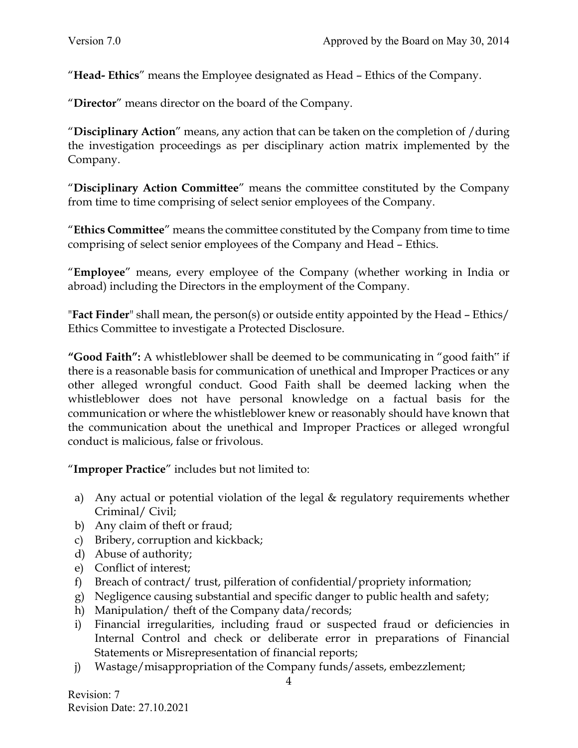"**Head- Ethics**" means the Employee designated as Head – Ethics of the Company.

"**Director**" means director on the board of the Company.

"**Disciplinary Action**" means, any action that can be taken on the completion of /during the investigation proceedings as per disciplinary action matrix implemented by the Company.

"**Disciplinary Action Committee**" means the committee constituted by the Company from time to time comprising of select senior employees of the Company.

"**Ethics Committee**" means the committee constituted by the Company from time to time comprising of select senior employees of the Company and Head – Ethics.

"**Employee**" means, every employee of the Company (whether working in India or abroad) including the Directors in the employment of the Company.

"**Fact Finder**" shall mean, the person(s) or outside entity appointed by the Head – Ethics/ Ethics Committee to investigate a Protected Disclosure.

**"Good Faith":** A whistleblower shall be deemed to be communicating in "good faith" if there is a reasonable basis for communication of unethical and Improper Practices or any other alleged wrongful conduct. Good Faith shall be deemed lacking when the whistleblower does not have personal knowledge on a factual basis for the communication or where the whistleblower knew or reasonably should have known that the communication about the unethical and Improper Practices or alleged wrongful conduct is malicious, false or frivolous.

"**Improper Practice**" includes but not limited to:

a) Any actual or potential violation of the legal & regulatory requirements whether Criminal/ Civil;
b) Any claim of theft or fraud;
c) Bribery, corruption and kickback;
d) Abuse of authority;
e) Conflict of interest;
f) Breach of contract/ trust, pilferation of confidential/propriety information;
g) Negligence causing substantial and specific danger to public health and safety;
h) Manipulation/ theft of the Company data/records;
i) Financial irregularities, including fraud or suspected fraud or deficiencies in Internal Control and check or deliberate error in preparations of Financial Statements or Misrepresentation of financial reports;
j) Wastage/misappropriation of the Company funds/assets, embezzlement;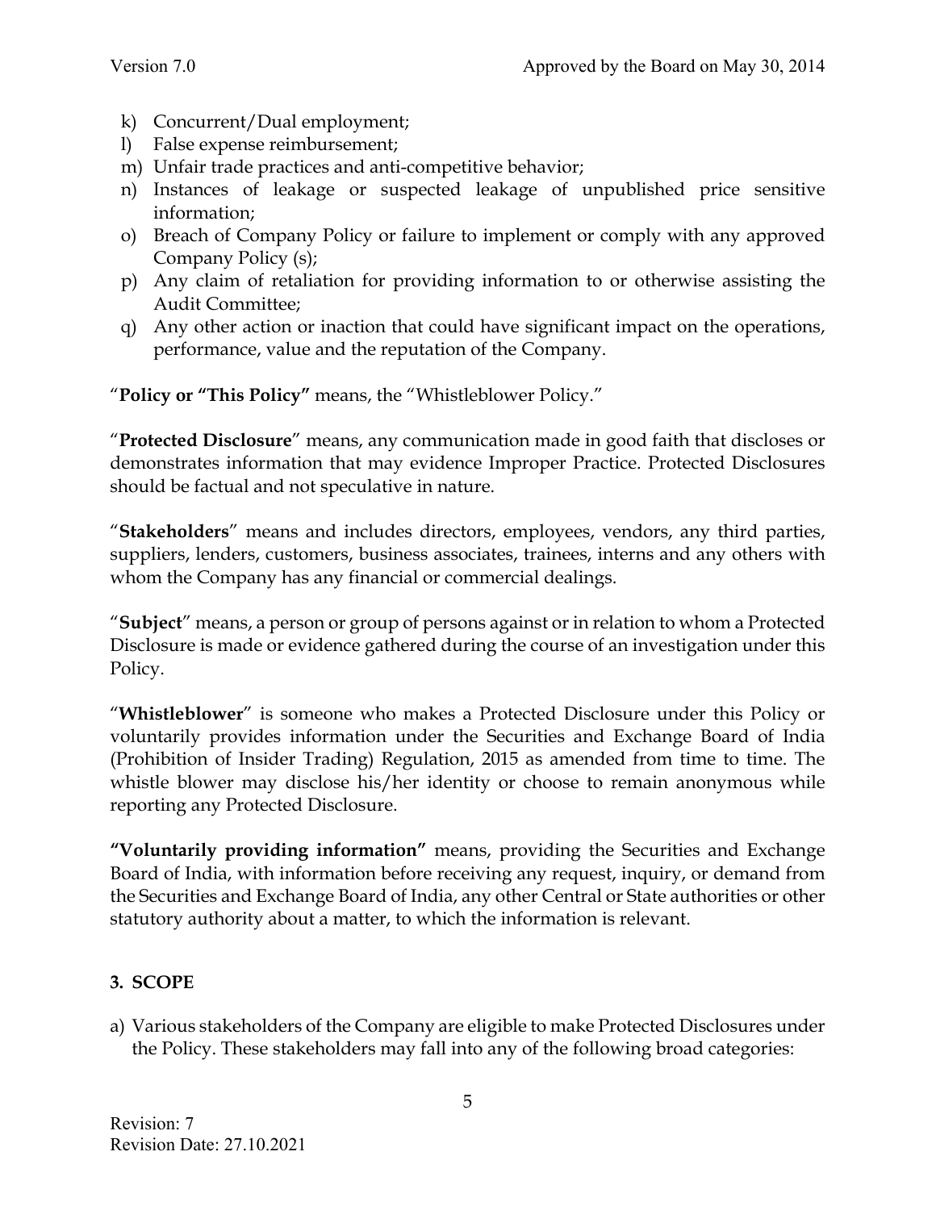k) Concurrent/Dual employment;
l) False expense reimbursement;
m) Unfair trade practices and anti-competitive behavior;
n) Instances of leakage or suspected leakage of unpublished price sensitive information;
o) Breach of Company Policy or failure to implement or comply with any approved Company Policy (s);
p) Any claim of retaliation for providing information to or otherwise assisting the Audit Committee;
q) Any other action or inaction that could have significant impact on the operations, performance, value and the reputation of the Company.

"**Policy or "This Policy"** means, the "Whistleblower Policy."

"**Protected Disclosure**" means, any communication made in good faith that discloses or demonstrates information that may evidence Improper Practice. Protected Disclosures should be factual and not speculative in nature.

"**Stakeholders**" means and includes directors, employees, vendors, any third parties, suppliers, lenders, customers, business associates, trainees, interns and any others with whom the Company has any financial or commercial dealings.

"**Subject**" means, a person or group of persons against or in relation to whom a Protected Disclosure is made or evidence gathered during the course of an investigation under this Policy.

"**Whistleblower**" is someone who makes a Protected Disclosure under this Policy or voluntarily provides information under the Securities and Exchange Board of India (Prohibition of Insider Trading) Regulation, 2015 as amended from time to time. The whistle blower may disclose his/her identity or choose to remain anonymous while reporting any Protected Disclosure.

**"Voluntarily providing information"** means, providing the Securities and Exchange Board of India, with information before receiving any request, inquiry, or demand from the Securities and Exchange Board of India, any other Central or State authorities or other statutory authority about a matter, to which the information is relevant.

## 3. SCOPE

a) Various stakeholders of the Company are eligible to make Protected Disclosures under the Policy. These stakeholders may fall into any of the following broad categories: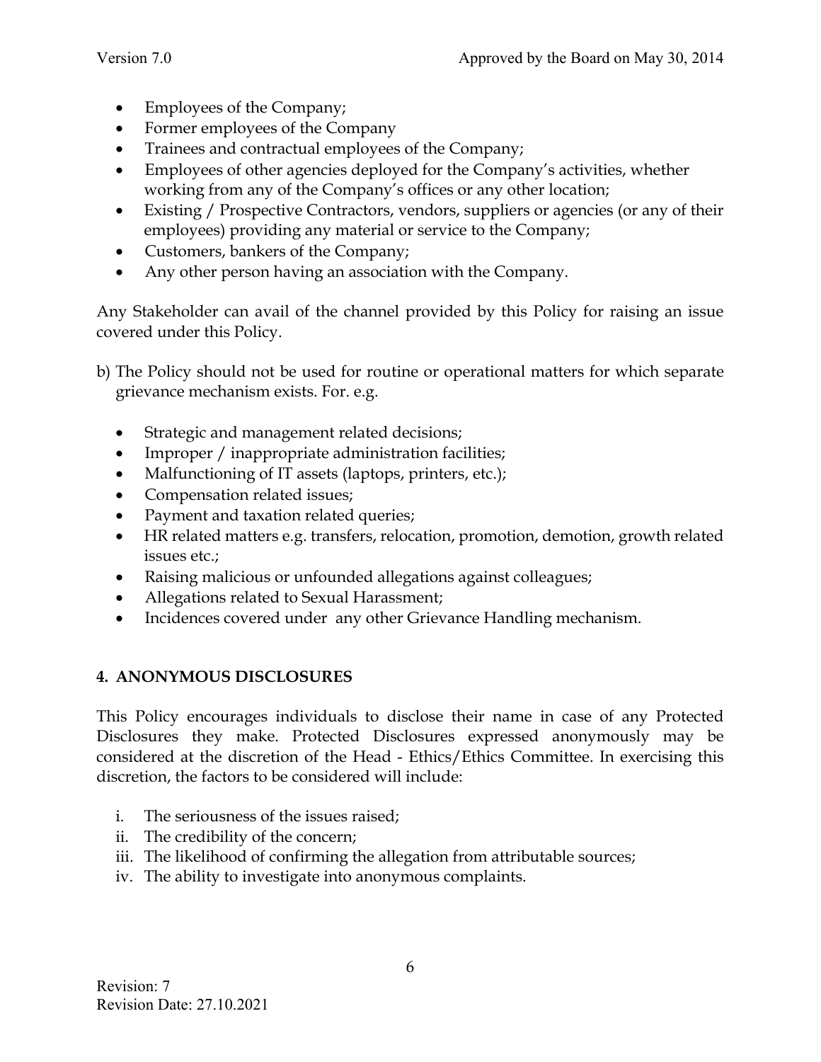- Employees of the Company;
- Former employees of the Company
- Trainees and contractual employees of the Company;
- Employees of other agencies deployed for the Company's activities, whether working from any of the Company's offices or any other location;
- Existing / Prospective Contractors, vendors, suppliers or agencies (or any of their employees) providing any material or service to the Company;
- Customers, bankers of the Company;
- Any other person having an association with the Company.

Any Stakeholder can avail of the channel provided by this Policy for raising an issue covered under this Policy.

b) The Policy should not be used for routine or operational matters for which separate grievance mechanism exists. For. e.g.

- Strategic and management related decisions;
- Improper / inappropriate administration facilities;
- Malfunctioning of IT assets (laptops, printers, etc.);
- Compensation related issues;
- Payment and taxation related queries;
- HR related matters e.g. transfers, relocation, promotion, demotion, growth related issues etc.;
- Raising malicious or unfounded allegations against colleagues;
- Allegations related to Sexual Harassment;
- Incidences covered under any other Grievance Handling mechanism.

## 4. ANONYMOUS DISCLOSURES

This Policy encourages individuals to disclose their name in case of any Protected Disclosures they make. Protected Disclosures expressed anonymously may be considered at the discretion of the Head - Ethics/Ethics Committee. In exercising this discretion, the factors to be considered will include:

i. The seriousness of the issues raised;
ii. The credibility of the concern;
iii. The likelihood of confirming the allegation from attributable sources;
iv. The ability to investigate into anonymous complaints.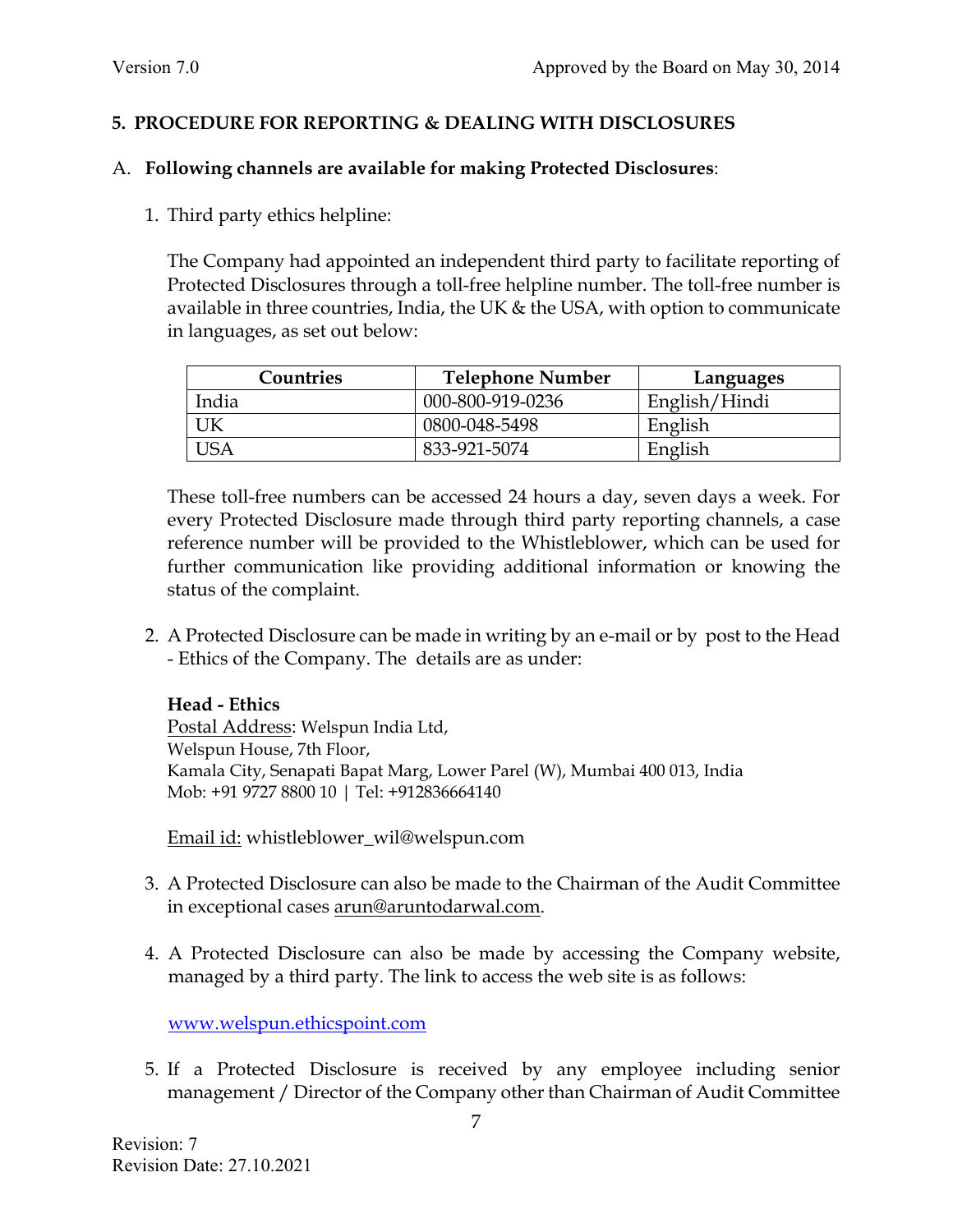## 5. PROCEDURE FOR REPORTING & DEALING WITH DISCLOSURES

A. **Following channels are available for making Protected Disclosures**:

1. Third party ethics helpline:

   The Company had appointed an independent third party to facilitate reporting of Protected Disclosures through a toll-free helpline number. The toll-free number is available in three countries, India, the UK & the USA, with option to communicate in languages, as set out below:

   | Countries | Telephone Number | Languages |
   |---|---|---|
   | India | 000-800-919-0236 | English/Hindi |
   | UK | 0800-048-5498 | English |
   | USA | 833-921-5074 | English |

   These toll-free numbers can be accessed 24 hours a day, seven days a week. For every Protected Disclosure made through third party reporting channels, a case reference number will be provided to the Whistleblower, which can be used for further communication like providing additional information or knowing the status of the complaint.

2. A Protected Disclosure can be made in writing by an e-mail or by post to the Head - Ethics of the Company. The details are as under:

   **Head - Ethics**
   Postal Address: Welspun India Ltd,
   Welspun House, 7th Floor,
   Kamala City, Senapati Bapat Marg, Lower Parel (W), Mumbai 400 013, India
   Mob: +91 9727 8800 10 | Tel: +912836664140

   Email id: whistleblower_wil@welspun.com

3. A Protected Disclosure can also be made to the Chairman of the Audit Committee in exceptional cases arun@aruntodarwal.com.

4. A Protected Disclosure can also be made by accessing the Company website, managed by a third party. The link to access the web site is as follows:

   www.welspun.ethicspoint.com

5. If a Protected Disclosure is received by any employee including senior management / Director of the Company other than Chairman of Audit Committee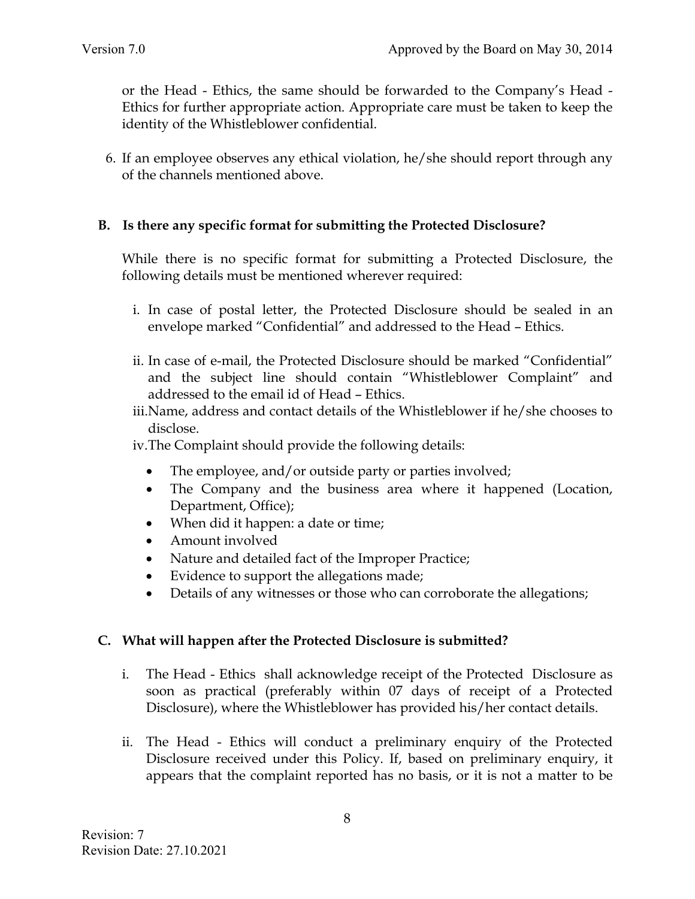or the Head - Ethics, the same should be forwarded to the Company's Head - Ethics for further appropriate action. Appropriate care must be taken to keep the identity of the Whistleblower confidential.

6. If an employee observes any ethical violation, he/she should report through any of the channels mentioned above.

### B. Is there any specific format for submitting the Protected Disclosure?

While there is no specific format for submitting a Protected Disclosure, the following details must be mentioned wherever required:

i. In case of postal letter, the Protected Disclosure should be sealed in an envelope marked "Confidential" and addressed to the Head – Ethics.

ii. In case of e-mail, the Protected Disclosure should be marked "Confidential" and the subject line should contain "Whistleblower Complaint" and addressed to the email id of Head – Ethics.

iii. Name, address and contact details of the Whistleblower if he/she chooses to disclose.

iv. The Complaint should provide the following details:

- The employee, and/or outside party or parties involved;
- The Company and the business area where it happened (Location, Department, Office);
- When did it happen: a date or time;
- Amount involved
- Nature and detailed fact of the Improper Practice;
- Evidence to support the allegations made;
- Details of any witnesses or those who can corroborate the allegations;

### C. What will happen after the Protected Disclosure is submitted?

i. The Head - Ethics shall acknowledge receipt of the Protected Disclosure as soon as practical (preferably within 07 days of receipt of a Protected Disclosure), where the Whistleblower has provided his/her contact details.

ii. The Head - Ethics will conduct a preliminary enquiry of the Protected Disclosure received under this Policy. If, based on preliminary enquiry, it appears that the complaint reported has no basis, or it is not a matter to be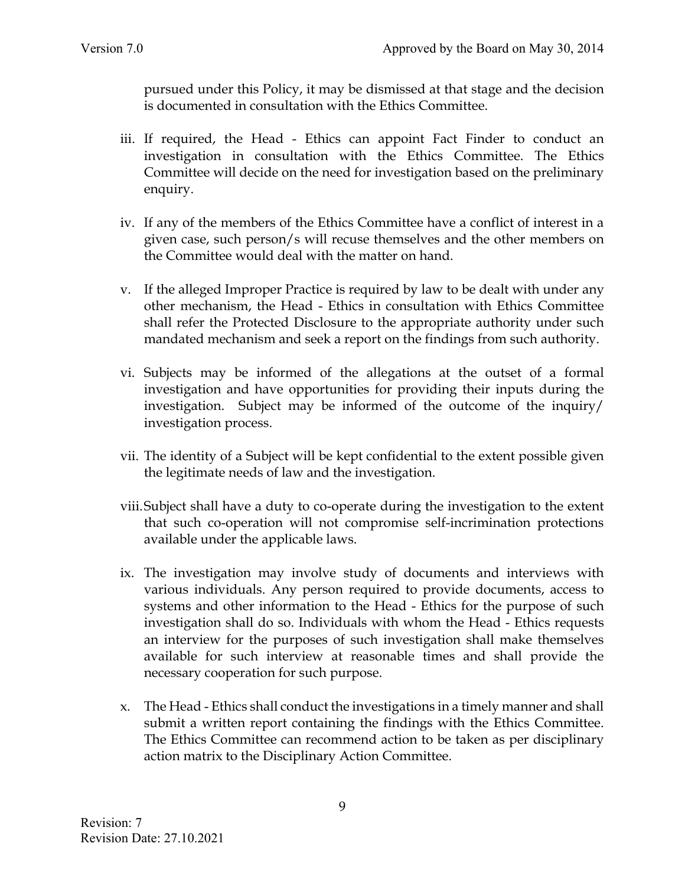pursued under this Policy, it may be dismissed at that stage and the decision is documented in consultation with the Ethics Committee.

iii. If required, the Head - Ethics can appoint Fact Finder to conduct an investigation in consultation with the Ethics Committee. The Ethics Committee will decide on the need for investigation based on the preliminary enquiry.

iv. If any of the members of the Ethics Committee have a conflict of interest in a given case, such person/s will recuse themselves and the other members on the Committee would deal with the matter on hand.

v. If the alleged Improper Practice is required by law to be dealt with under any other mechanism, the Head - Ethics in consultation with Ethics Committee shall refer the Protected Disclosure to the appropriate authority under such mandated mechanism and seek a report on the findings from such authority.

vi. Subjects may be informed of the allegations at the outset of a formal investigation and have opportunities for providing their inputs during the investigation. Subject may be informed of the outcome of the inquiry/ investigation process.

vii. The identity of a Subject will be kept confidential to the extent possible given the legitimate needs of law and the investigation.

viii. Subject shall have a duty to co-operate during the investigation to the extent that such co-operation will not compromise self-incrimination protections available under the applicable laws.

ix. The investigation may involve study of documents and interviews with various individuals. Any person required to provide documents, access to systems and other information to the Head - Ethics for the purpose of such investigation shall do so. Individuals with whom the Head - Ethics requests an interview for the purposes of such investigation shall make themselves available for such interview at reasonable times and shall provide the necessary cooperation for such purpose.

x. The Head - Ethics shall conduct the investigations in a timely manner and shall submit a written report containing the findings with the Ethics Committee. The Ethics Committee can recommend action to be taken as per disciplinary action matrix to the Disciplinary Action Committee.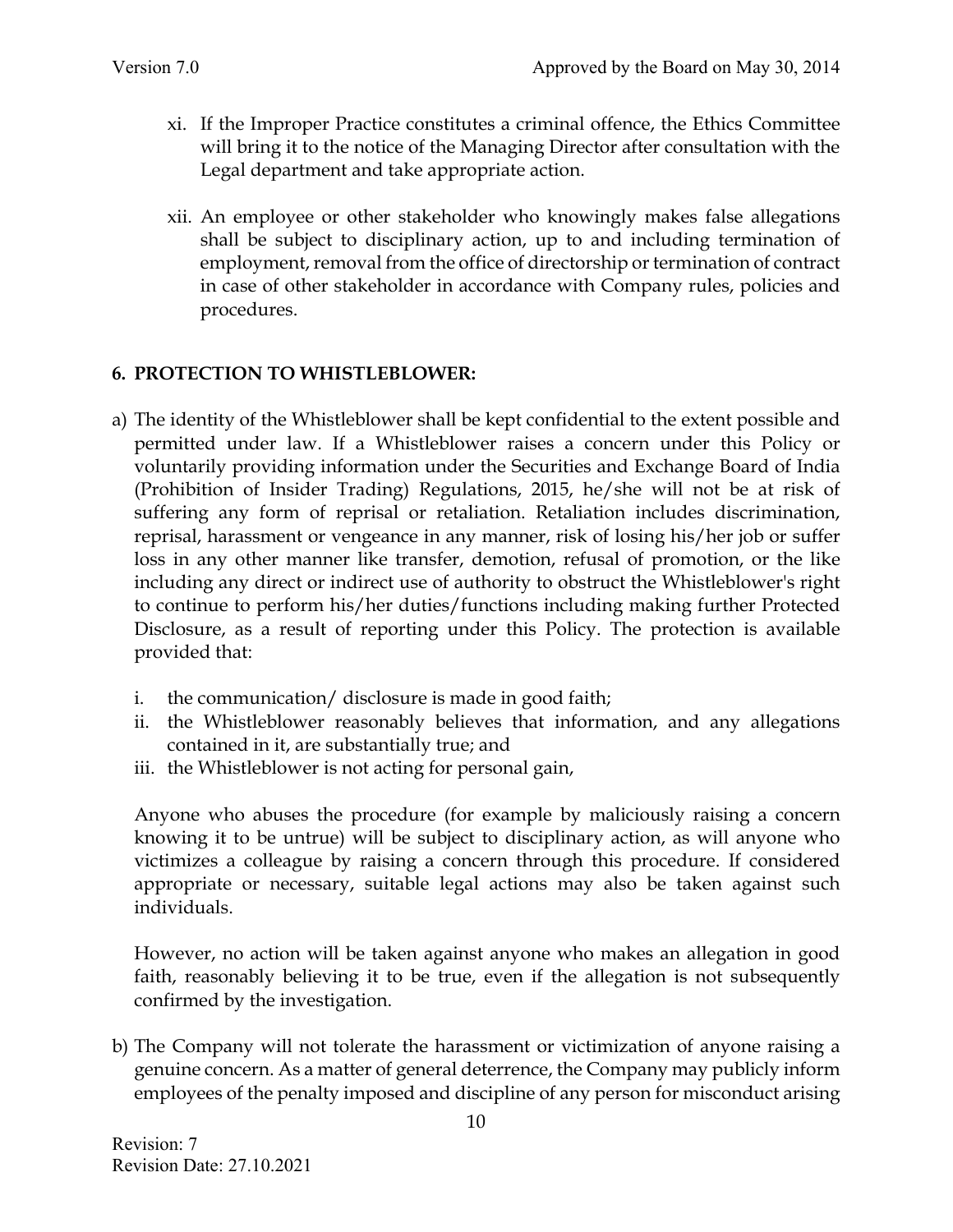xi. If the Improper Practice constitutes a criminal offence, the Ethics Committee will bring it to the notice of the Managing Director after consultation with the Legal department and take appropriate action.

xii. An employee or other stakeholder who knowingly makes false allegations shall be subject to disciplinary action, up to and including termination of employment, removal from the office of directorship or termination of contract in case of other stakeholder in accordance with Company rules, policies and procedures.

## 6. PROTECTION TO WHISTLEBLOWER:

a) The identity of the Whistleblower shall be kept confidential to the extent possible and permitted under law. If a Whistleblower raises a concern under this Policy or voluntarily providing information under the Securities and Exchange Board of India (Prohibition of Insider Trading) Regulations, 2015, he/she will not be at risk of suffering any form of reprisal or retaliation. Retaliation includes discrimination, reprisal, harassment or vengeance in any manner, risk of losing his/her job or suffer loss in any other manner like transfer, demotion, refusal of promotion, or the like including any direct or indirect use of authority to obstruct the Whistleblower's right to continue to perform his/her duties/functions including making further Protected Disclosure, as a result of reporting under this Policy. The protection is available provided that:

   i. the communication/ disclosure is made in good faith;
   ii. the Whistleblower reasonably believes that information, and any allegations contained in it, are substantially true; and
   iii. the Whistleblower is not acting for personal gain,

   Anyone who abuses the procedure (for example by maliciously raising a concern knowing it to be untrue) will be subject to disciplinary action, as will anyone who victimizes a colleague by raising a concern through this procedure. If considered appropriate or necessary, suitable legal actions may also be taken against such individuals.

   However, no action will be taken against anyone who makes an allegation in good faith, reasonably believing it to be true, even if the allegation is not subsequently confirmed by the investigation.

b) The Company will not tolerate the harassment or victimization of anyone raising a genuine concern. As a matter of general deterrence, the Company may publicly inform employees of the penalty imposed and discipline of any person for misconduct arising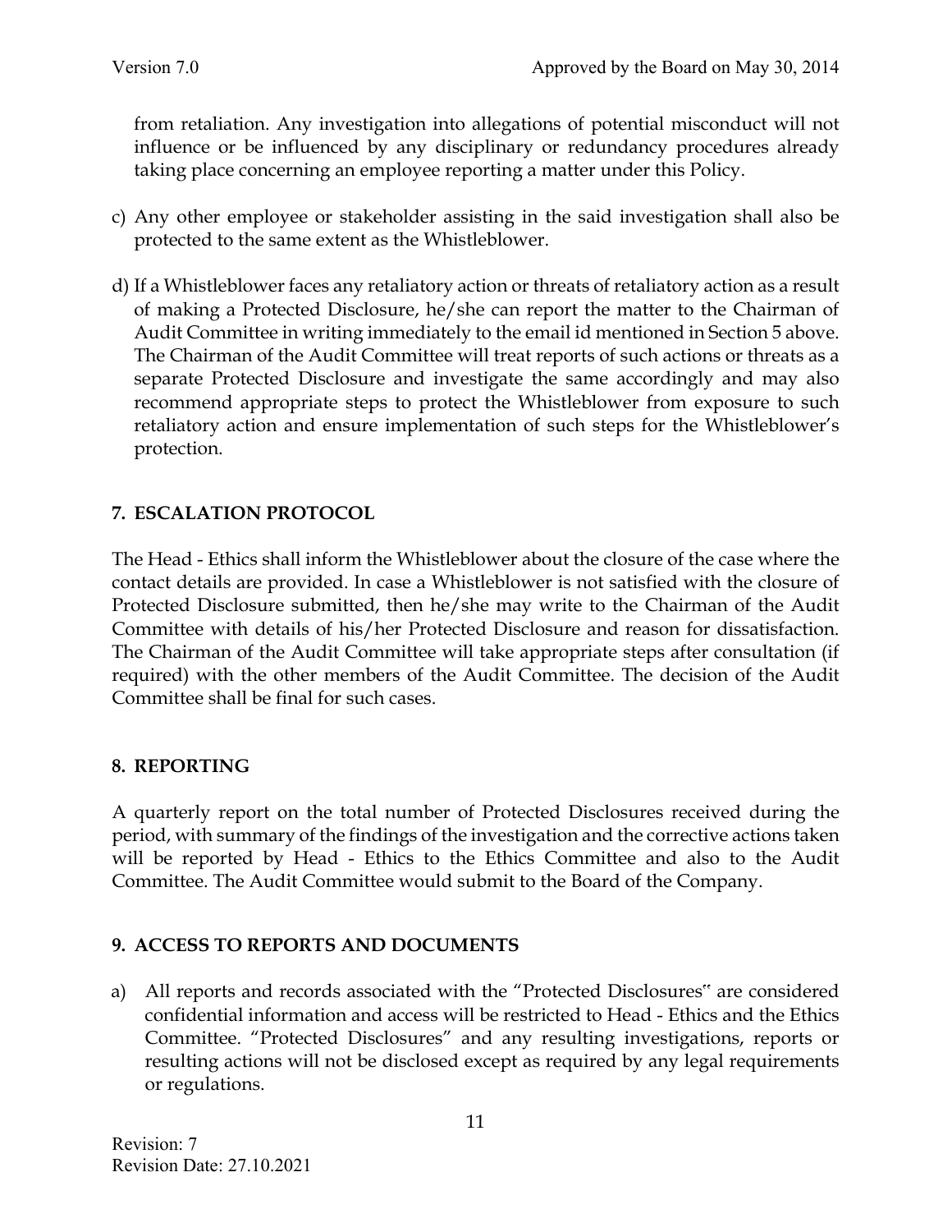from retaliation. Any investigation into allegations of potential misconduct will not influence or be influenced by any disciplinary or redundancy procedures already taking place concerning an employee reporting a matter under this Policy.

c) Any other employee or stakeholder assisting in the said investigation shall also be protected to the same extent as the Whistleblower.

d) If a Whistleblower faces any retaliatory action or threats of retaliatory action as a result of making a Protected Disclosure, he/she can report the matter to the Chairman of Audit Committee in writing immediately to the email id mentioned in Section 5 above. The Chairman of the Audit Committee will treat reports of such actions or threats as a separate Protected Disclosure and investigate the same accordingly and may also recommend appropriate steps to protect the Whistleblower from exposure to such retaliatory action and ensure implementation of such steps for the Whistleblower's protection.

## 7. ESCALATION PROTOCOL

The Head - Ethics shall inform the Whistleblower about the closure of the case where the contact details are provided. In case a Whistleblower is not satisfied with the closure of Protected Disclosure submitted, then he/she may write to the Chairman of the Audit Committee with details of his/her Protected Disclosure and reason for dissatisfaction. The Chairman of the Audit Committee will take appropriate steps after consultation (if required) with the other members of the Audit Committee. The decision of the Audit Committee shall be final for such cases.

## 8. REPORTING

A quarterly report on the total number of Protected Disclosures received during the period, with summary of the findings of the investigation and the corrective actions taken will be reported by Head - Ethics to the Ethics Committee and also to the Audit Committee. The Audit Committee would submit to the Board of the Company.

## 9. ACCESS TO REPORTS AND DOCUMENTS

a) All reports and records associated with the "Protected Disclosures" are considered confidential information and access will be restricted to Head - Ethics and the Ethics Committee. "Protected Disclosures" and any resulting investigations, reports or resulting actions will not be disclosed except as required by any legal requirements or regulations.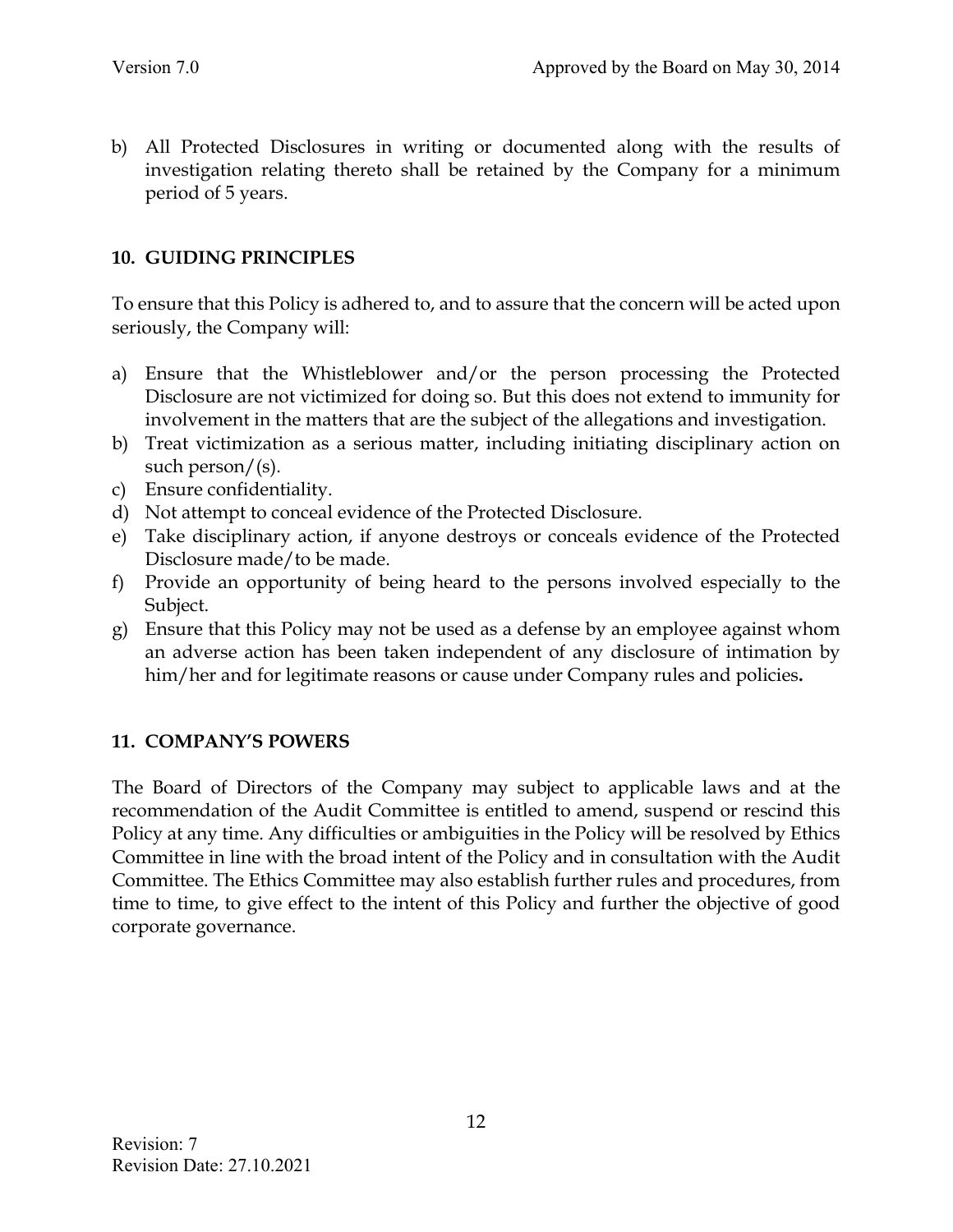b) All Protected Disclosures in writing or documented along with the results of investigation relating thereto shall be retained by the Company for a minimum period of 5 years.

## 10. GUIDING PRINCIPLES

To ensure that this Policy is adhered to, and to assure that the concern will be acted upon seriously, the Company will:

a) Ensure that the Whistleblower and/or the person processing the Protected Disclosure are not victimized for doing so. But this does not extend to immunity for involvement in the matters that are the subject of the allegations and investigation.
b) Treat victimization as a serious matter, including initiating disciplinary action on such person/(s).
c) Ensure confidentiality.
d) Not attempt to conceal evidence of the Protected Disclosure.
e) Take disciplinary action, if anyone destroys or conceals evidence of the Protected Disclosure made/to be made.
f) Provide an opportunity of being heard to the persons involved especially to the Subject.
g) Ensure that this Policy may not be used as a defense by an employee against whom an adverse action has been taken independent of any disclosure of intimation by him/her and for legitimate reasons or cause under Company rules and policies**.**

## 11. COMPANY'S POWERS

The Board of Directors of the Company may subject to applicable laws and at the recommendation of the Audit Committee is entitled to amend, suspend or rescind this Policy at any time. Any difficulties or ambiguities in the Policy will be resolved by Ethics Committee in line with the broad intent of the Policy and in consultation with the Audit Committee. The Ethics Committee may also establish further rules and procedures, from time to time, to give effect to the intent of this Policy and further the objective of good corporate governance.